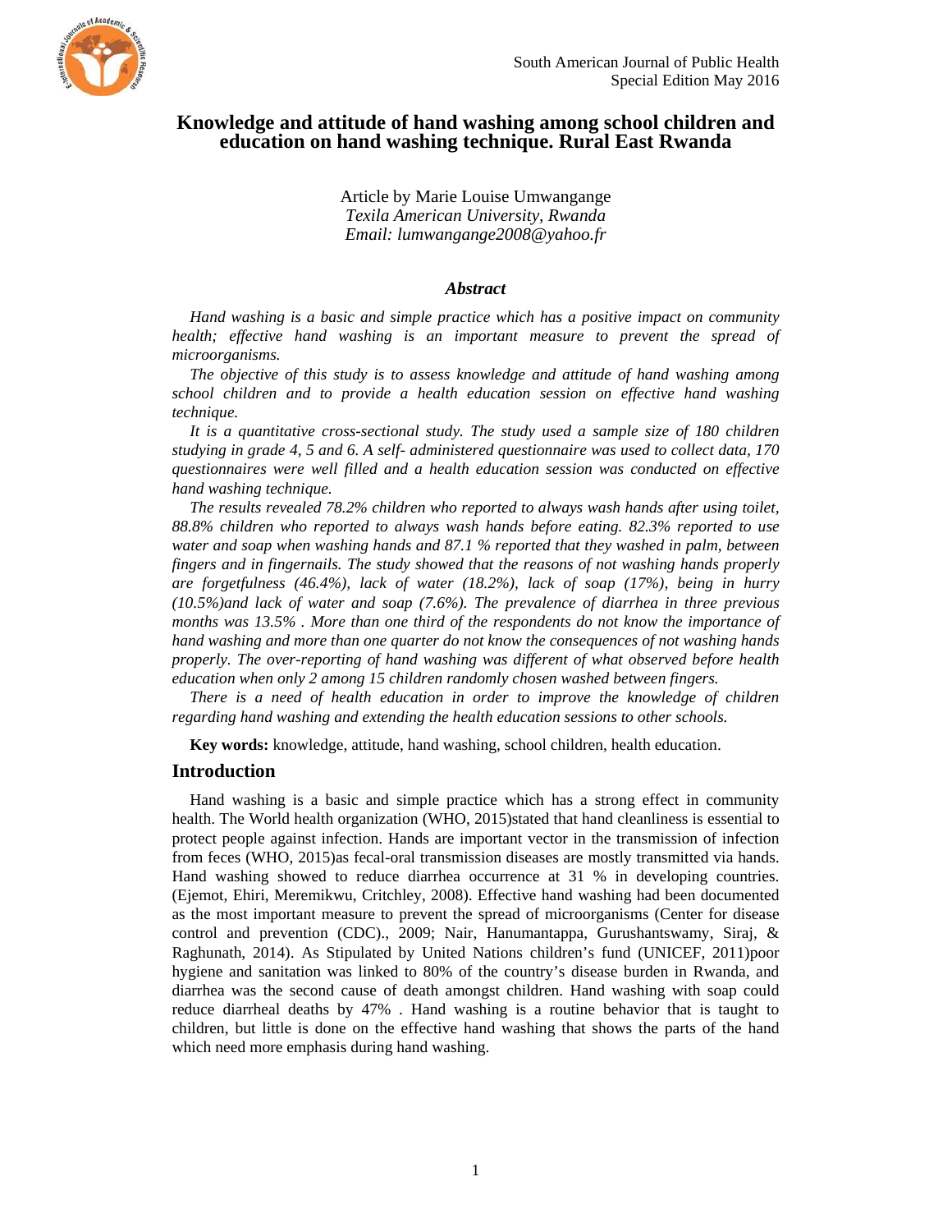# Knowledge and attitude of hand washing among school children and education on hand washing technique. Rural East Rwanda

Article by Marie Louise Umwangange
*Texila American University, Rwanda*
*Email: lumwangange2008@yahoo.fr*

## *Abstract*

*Hand washing is a basic and simple practice which has a positive impact on community health; effective hand washing is an important measure to prevent the spread of microorganisms.*

*The objective of this study is to assess knowledge and attitude of hand washing among school children and to provide a health education session on effective hand washing technique.*

*It is a quantitative cross-sectional study. The study used a sample size of 180 children studying in grade 4, 5 and 6. A self- administered questionnaire was used to collect data, 170 questionnaires were well filled and a health education session was conducted on effective hand washing technique.*

*The results revealed 78.2% children who reported to always wash hands after using toilet, 88.8% children who reported to always wash hands before eating. 82.3% reported to use water and soap when washing hands and 87.1 % reported that they washed in palm, between fingers and in fingernails. The study showed that the reasons of not washing hands properly are forgetfulness (46.4%), lack of water (18.2%), lack of soap (17%), being in hurry (10.5%)and lack of water and soap (7.6%). The prevalence of diarrhea in three previous months was 13.5% . More than one third of the respondents do not know the importance of hand washing and more than one quarter do not know the consequences of not washing hands properly. The over-reporting of hand washing was different of what observed before health education when only 2 among 15 children randomly chosen washed between fingers.*

*There is a need of health education in order to improve the knowledge of children regarding hand washing and extending the health education sessions to other schools.*

**Key words:** knowledge, attitude, hand washing, school children, health education.

## Introduction

Hand washing is a basic and simple practice which has a strong effect in community health. The World health organization (WHO, 2015)stated that hand cleanliness is essential to protect people against infection. Hands are important vector in the transmission of infection from feces (WHO, 2015)as fecal-oral transmission diseases are mostly transmitted via hands. Hand washing showed to reduce diarrhea occurrence at 31 % in developing countries. (Ejemot, Ehiri, Meremikwu, Critchley, 2008). Effective hand washing had been documented as the most important measure to prevent the spread of microorganisms (Center for disease control and prevention (CDC)., 2009; Nair, Hanumantappa, Gurushantswamy, Siraj, & Raghunath, 2014). As Stipulated by United Nations children's fund (UNICEF, 2011)poor hygiene and sanitation was linked to 80% of the country's disease burden in Rwanda, and diarrhea was the second cause of death amongst children. Hand washing with soap could reduce diarrheal deaths by 47% . Hand washing is a routine behavior that is taught to children, but little is done on the effective hand washing that shows the parts of the hand which need more emphasis during hand washing.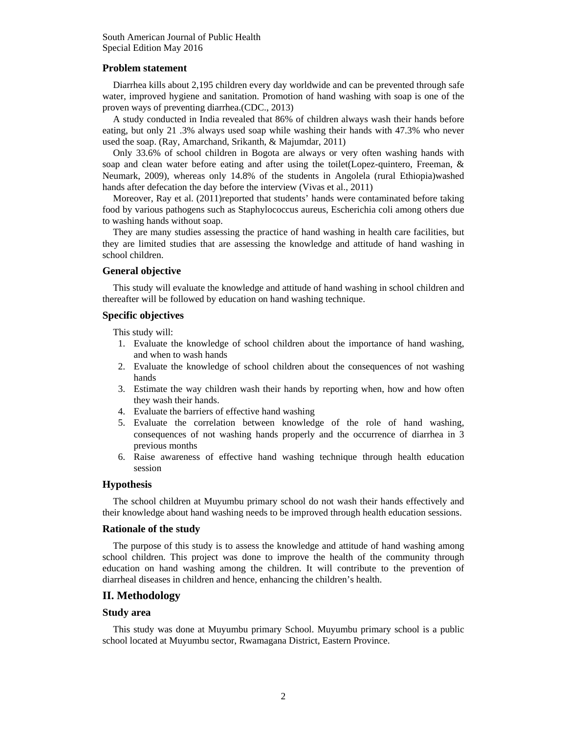### Problem statement

Diarrhea kills about 2,195 children every day worldwide and can be prevented through safe water, improved hygiene and sanitation. Promotion of hand washing with soap is one of the proven ways of preventing diarrhea.(CDC., 2013)

A study conducted in India revealed that 86% of children always wash their hands before eating, but only 21 .3% always used soap while washing their hands with 47.3% who never used the soap. (Ray, Amarchand, Srikanth, & Majumdar, 2011)

Only 33.6% of school children in Bogota are always or very often washing hands with soap and clean water before eating and after using the toilet(Lopez-quintero, Freeman, & Neumark, 2009), whereas only 14.8% of the students in Angolela (rural Ethiopia)washed hands after defecation the day before the interview (Vivas et al., 2011)

Moreover, Ray et al. (2011)reported that students' hands were contaminated before taking food by various pathogens such as Staphylococcus aureus, Escherichia coli among others due to washing hands without soap.

They are many studies assessing the practice of hand washing in health care facilities, but they are limited studies that are assessing the knowledge and attitude of hand washing in school children.

### General objective

This study will evaluate the knowledge and attitude of hand washing in school children and thereafter will be followed by education on hand washing technique.

### Specific objectives

This study will:

1. Evaluate the knowledge of school children about the importance of hand washing, and when to wash hands
2. Evaluate the knowledge of school children about the consequences of not washing hands
3. Estimate the way children wash their hands by reporting when, how and how often they wash their hands.
4. Evaluate the barriers of effective hand washing
5. Evaluate the correlation between knowledge of the role of hand washing, consequences of not washing hands properly and the occurrence of diarrhea in 3 previous months
6. Raise awareness of effective hand washing technique through health education session

### Hypothesis

The school children at Muyumbu primary school do not wash their hands effectively and their knowledge about hand washing needs to be improved through health education sessions.

### Rationale of the study

The purpose of this study is to assess the knowledge and attitude of hand washing among school children. This project was done to improve the health of the community through education on hand washing among the children. It will contribute to the prevention of diarrheal diseases in children and hence, enhancing the children's health.

## II. Methodology

### Study area

This study was done at Muyumbu primary School. Muyumbu primary school is a public school located at Muyumbu sector, Rwamagana District, Eastern Province.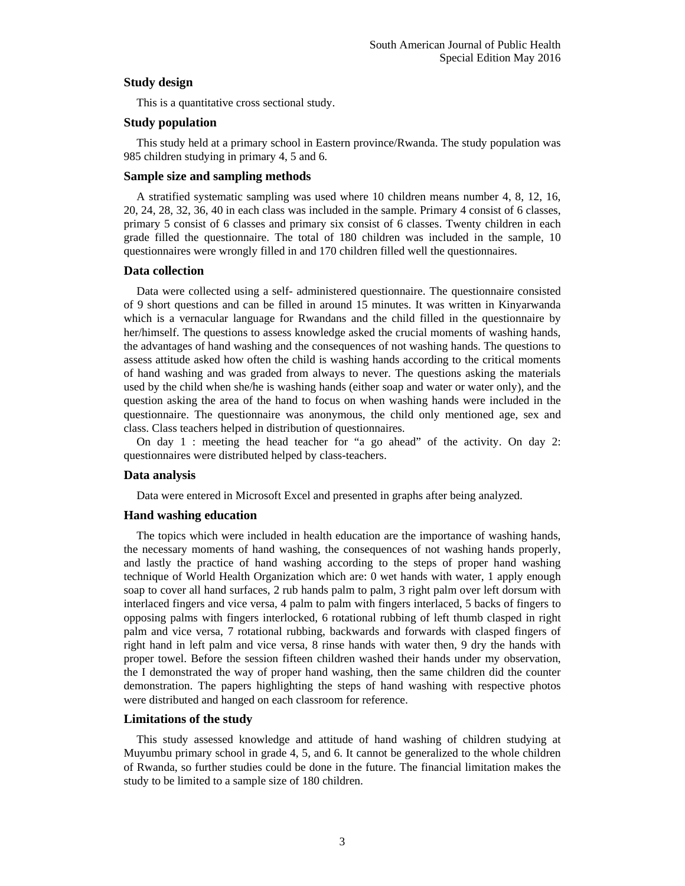## Study design

This is a quantitative cross sectional study.

## Study population

This study held at a primary school in Eastern province/Rwanda. The study population was 985 children studying in primary 4, 5 and 6.

## Sample size and sampling methods

A stratified systematic sampling was used where 10 children means number 4, 8, 12, 16, 20, 24, 28, 32, 36, 40 in each class was included in the sample. Primary 4 consist of 6 classes, primary 5 consist of 6 classes and primary six consist of 6 classes. Twenty children in each grade filled the questionnaire. The total of 180 children was included in the sample, 10 questionnaires were wrongly filled in and 170 children filled well the questionnaires.

## Data collection

Data were collected using a self- administered questionnaire. The questionnaire consisted of 9 short questions and can be filled in around 15 minutes. It was written in Kinyarwanda which is a vernacular language for Rwandans and the child filled in the questionnaire by her/himself. The questions to assess knowledge asked the crucial moments of washing hands, the advantages of hand washing and the consequences of not washing hands. The questions to assess attitude asked how often the child is washing hands according to the critical moments of hand washing and was graded from always to never. The questions asking the materials used by the child when she/he is washing hands (either soap and water or water only), and the question asking the area of the hand to focus on when washing hands were included in the questionnaire. The questionnaire was anonymous, the child only mentioned age, sex and class. Class teachers helped in distribution of questionnaires.

On day 1 : meeting the head teacher for "a go ahead" of the activity. On day 2: questionnaires were distributed helped by class-teachers.

## Data analysis

Data were entered in Microsoft Excel and presented in graphs after being analyzed.

## Hand washing education

The topics which were included in health education are the importance of washing hands, the necessary moments of hand washing, the consequences of not washing hands properly, and lastly the practice of hand washing according to the steps of proper hand washing technique of World Health Organization which are: 0 wet hands with water, 1 apply enough soap to cover all hand surfaces, 2 rub hands palm to palm, 3 right palm over left dorsum with interlaced fingers and vice versa, 4 palm to palm with fingers interlaced, 5 backs of fingers to opposing palms with fingers interlocked, 6 rotational rubbing of left thumb clasped in right palm and vice versa, 7 rotational rubbing, backwards and forwards with clasped fingers of right hand in left palm and vice versa, 8 rinse hands with water then, 9 dry the hands with proper towel. Before the session fifteen children washed their hands under my observation, the I demonstrated the way of proper hand washing, then the same children did the counter demonstration. The papers highlighting the steps of hand washing with respective photos were distributed and hanged on each classroom for reference.

## Limitations of the study

This study assessed knowledge and attitude of hand washing of children studying at Muyumbu primary school in grade 4, 5, and 6. It cannot be generalized to the whole children of Rwanda, so further studies could be done in the future. The financial limitation makes the study to be limited to a sample size of 180 children.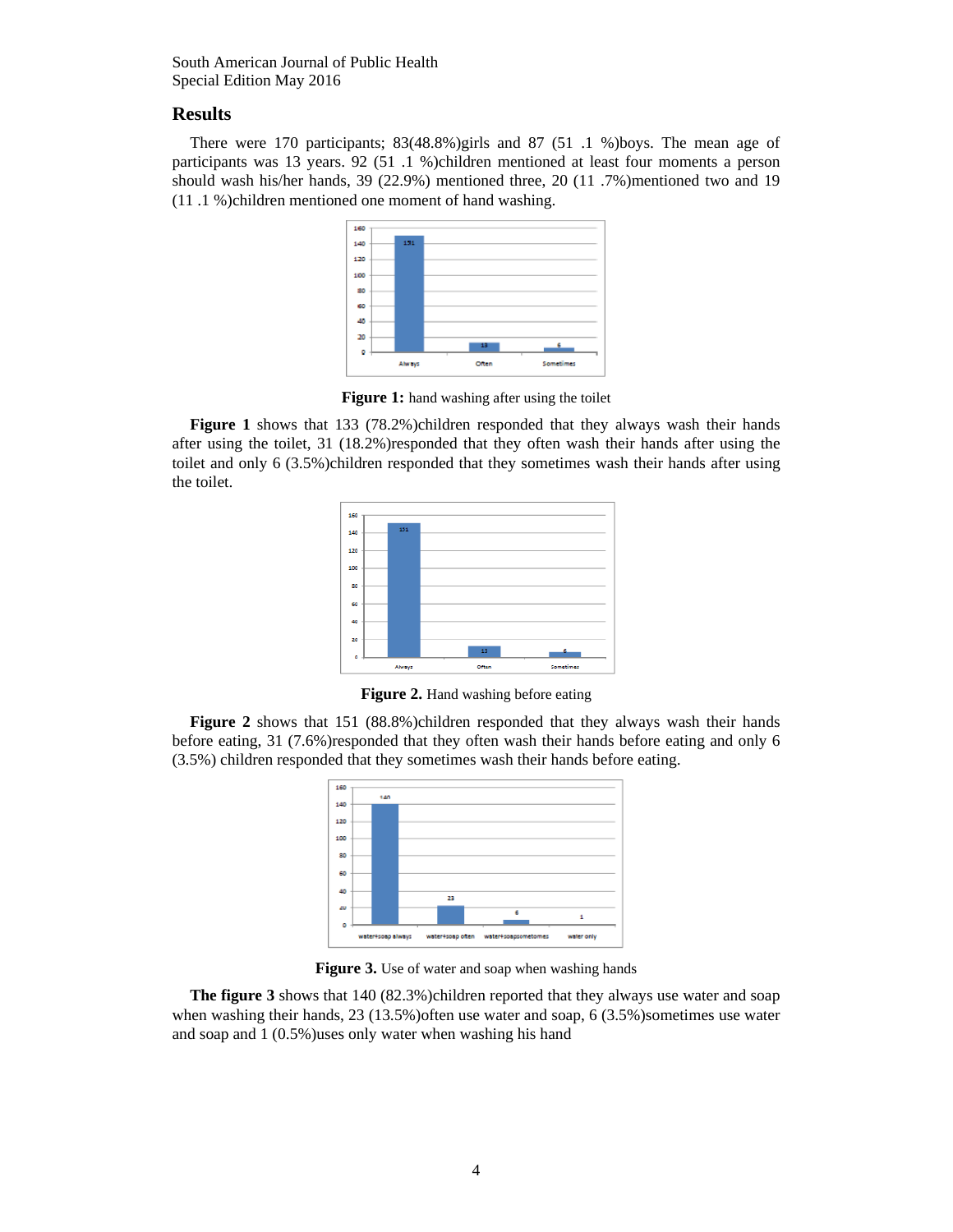## Results

There were 170 participants; 83(48.8%)girls and 87 (51 .1 %)boys. The mean age of participants was 13 years. 92 (51 .1 %)children mentioned at least four moments a person should wash his/her hands, 39 (22.9%) mentioned three, 20 (11 .7%)mentioned two and 19 (11 .1 %)children mentioned one moment of hand washing.

**Figure 1:** hand washing after using the toilet

**Figure 1** shows that 133 (78.2%)children responded that they always wash their hands after using the toilet, 31 (18.2%)responded that they often wash their hands after using the toilet and only 6 (3.5%)children responded that they sometimes wash their hands after using the toilet.

**Figure 2.** Hand washing before eating

**Figure 2** shows that 151 (88.8%)children responded that they always wash their hands before eating, 31 (7.6%)responded that they often wash their hands before eating and only 6 (3.5%) children responded that they sometimes wash their hands before eating.

**Figure 3.** Use of water and soap when washing hands

**The figure 3** shows that 140 (82.3%)children reported that they always use water and soap when washing their hands, 23 (13.5%)often use water and soap, 6 (3.5%)sometimes use water and soap and 1 (0.5%)uses only water when washing his hand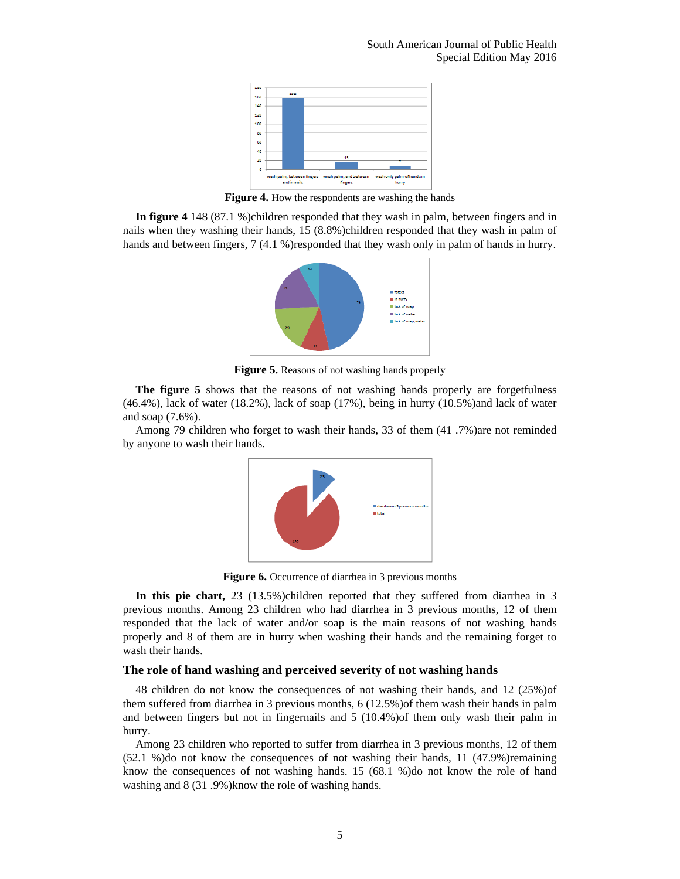**Figure 4.** How the respondents are washing the hands

**In figure 4** 148 (87.1 %)children responded that they wash in palm, between fingers and in nails when they washing their hands, 15 (8.8%)children responded that they wash in palm of hands and between fingers, 7 (4.1 %)responded that they wash only in palm of hands in hurry.

**Figure 5.** Reasons of not washing hands properly

**The figure 5** shows that the reasons of not washing hands properly are forgetfulness (46.4%), lack of water (18.2%), lack of soap (17%), being in hurry (10.5%)and lack of water and soap (7.6%).

Among 79 children who forget to wash their hands, 33 of them (41 .7%)are not reminded by anyone to wash their hands.

**Figure 6.** Occurrence of diarrhea in 3 previous months

**In this pie chart,** 23 (13.5%)children reported that they suffered from diarrhea in 3 previous months. Among 23 children who had diarrhea in 3 previous months, 12 of them responded that the lack of water and/or soap is the main reasons of not washing hands properly and 8 of them are in hurry when washing their hands and the remaining forget to wash their hands.

### The role of hand washing and perceived severity of not washing hands

48 children do not know the consequences of not washing their hands, and 12 (25%)of them suffered from diarrhea in 3 previous months, 6 (12.5%)of them wash their hands in palm and between fingers but not in fingernails and 5 (10.4%)of them only wash their palm in hurry.

Among 23 children who reported to suffer from diarrhea in 3 previous months, 12 of them (52.1 %)do not know the consequences of not washing their hands, 11 (47.9%)remaining know the consequences of not washing hands. 15 (68.1 %)do not know the role of hand washing and 8 (31 .9%)know the role of washing hands.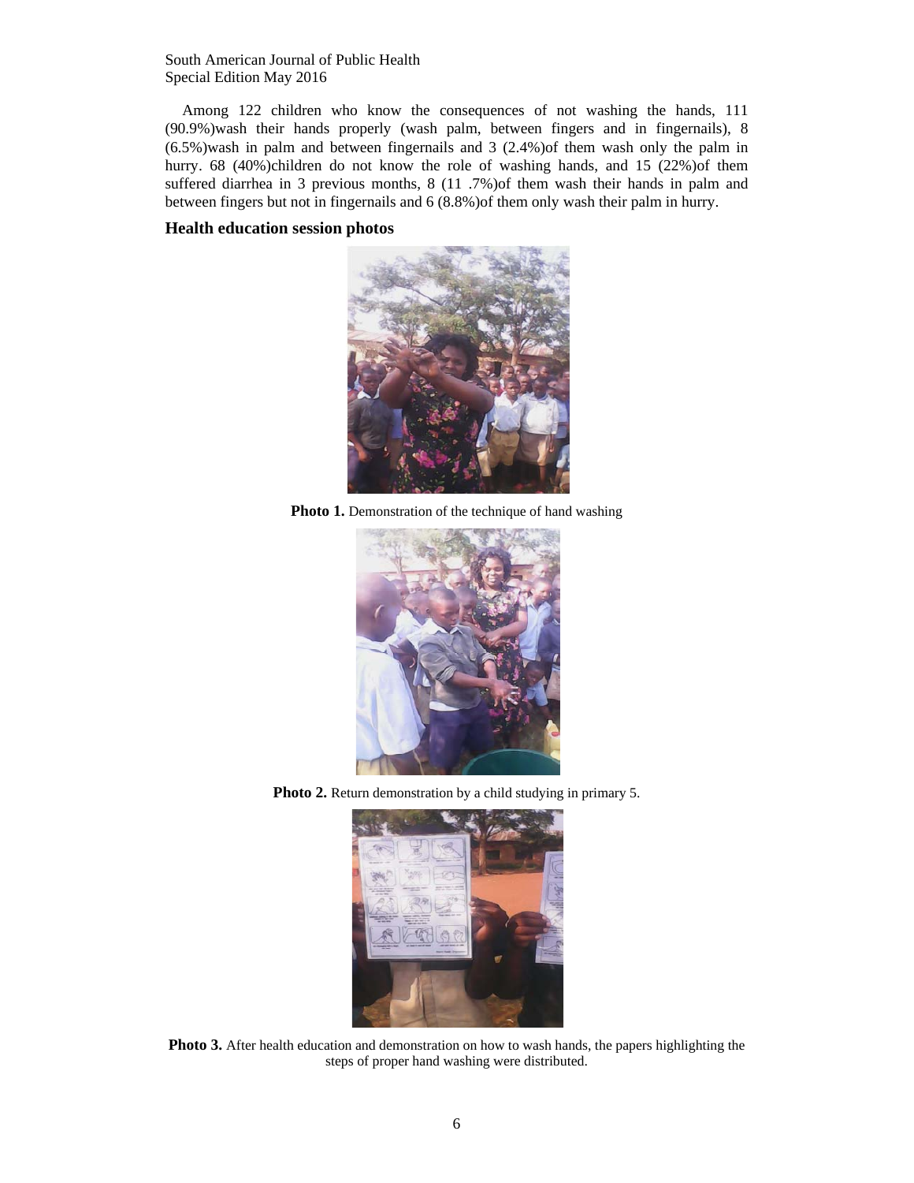Among 122 children who know the consequences of not washing the hands, 111 (90.9%)wash their hands properly (wash palm, between fingers and in fingernails), 8 (6.5%)wash in palm and between fingernails and 3 (2.4%)of them wash only the palm in hurry. 68 (40%)children do not know the role of washing hands, and 15 (22%)of them suffered diarrhea in 3 previous months, 8 (11 .7%)of them wash their hands in palm and between fingers but not in fingernails and 6 (8.8%)of them only wash their palm in hurry.

### Health education session photos

**Photo 1.** Demonstration of the technique of hand washing

**Photo 2.** Return demonstration by a child studying in primary 5.

**Photo 3.** After health education and demonstration on how to wash hands, the papers highlighting the steps of proper hand washing were distributed.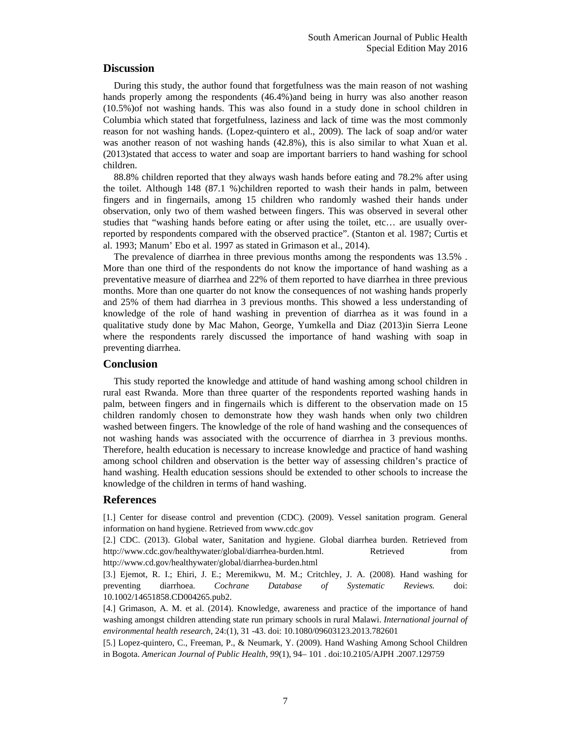## Discussion

During this study, the author found that forgetfulness was the main reason of not washing hands properly among the respondents (46.4%)and being in hurry was also another reason (10.5%)of not washing hands. This was also found in a study done in school children in Columbia which stated that forgetfulness, laziness and lack of time was the most commonly reason for not washing hands. (Lopez-quintero et al., 2009). The lack of soap and/or water was another reason of not washing hands (42.8%), this is also similar to what Xuan et al. (2013)stated that access to water and soap are important barriers to hand washing for school children.

88.8% children reported that they always wash hands before eating and 78.2% after using the toilet. Although 148 (87.1 %)children reported to wash their hands in palm, between fingers and in fingernails, among 15 children who randomly washed their hands under observation, only two of them washed between fingers. This was observed in several other studies that "washing hands before eating or after using the toilet, etc… are usually over-reported by respondents compared with the observed practice". (Stanton et al. 1987; Curtis et al. 1993; Manum' Ebo et al. 1997 as stated in Grimason et al., 2014).

The prevalence of diarrhea in three previous months among the respondents was 13.5% . More than one third of the respondents do not know the importance of hand washing as a preventative measure of diarrhea and 22% of them reported to have diarrhea in three previous months. More than one quarter do not know the consequences of not washing hands properly and 25% of them had diarrhea in 3 previous months. This showed a less understanding of knowledge of the role of hand washing in prevention of diarrhea as it was found in a qualitative study done by Mac Mahon, George, Yumkella and Diaz (2013)in Sierra Leone where the respondents rarely discussed the importance of hand washing with soap in preventing diarrhea.

## Conclusion

This study reported the knowledge and attitude of hand washing among school children in rural east Rwanda. More than three quarter of the respondents reported washing hands in palm, between fingers and in fingernails which is different to the observation made on 15 children randomly chosen to demonstrate how they wash hands when only two children washed between fingers. The knowledge of the role of hand washing and the consequences of not washing hands was associated with the occurrence of diarrhea in 3 previous months. Therefore, health education is necessary to increase knowledge and practice of hand washing among school children and observation is the better way of assessing children's practice of hand washing. Health education sessions should be extended to other schools to increase the knowledge of the children in terms of hand washing.

## References

[1.] Center for disease control and prevention (CDC). (2009). Vessel sanitation program. General information on hand hygiene. Retrieved from www.cdc.gov

[2.] CDC. (2013). Global water, Sanitation and hygiene. Global diarrhea burden. Retrieved from http://www.cdc.gov/healthywater/global/diarrhea-burden.html. Retrieved from http://www.cd.gov/healthywater/global/diarrhea-burden.html

[3.] Ejemot, R. I.; Ehiri, J. E.; Meremikwu, M. M.; Critchley, J. A. (2008). Hand washing for preventing diarrhoea. *Cochrane Database of Systematic Reviews.* doi: 10.1002/14651858.CD004265.pub2.

[4.] Grimason, A. M. et al. (2014). Knowledge, awareness and practice of the importance of hand washing amongst children attending state run primary schools in rural Malawi. *International journal of environmental health research*, 24:(1), 31 -43. doi: 10.1080/09603123.2013.782601

[5.] Lopez-quintero, C., Freeman, P., & Neumark, Y. (2009). Hand Washing Among School Children in Bogota. *American Journal of Public Health*, *99*(1), 94– 101 . doi:10.2105/AJPH .2007.129759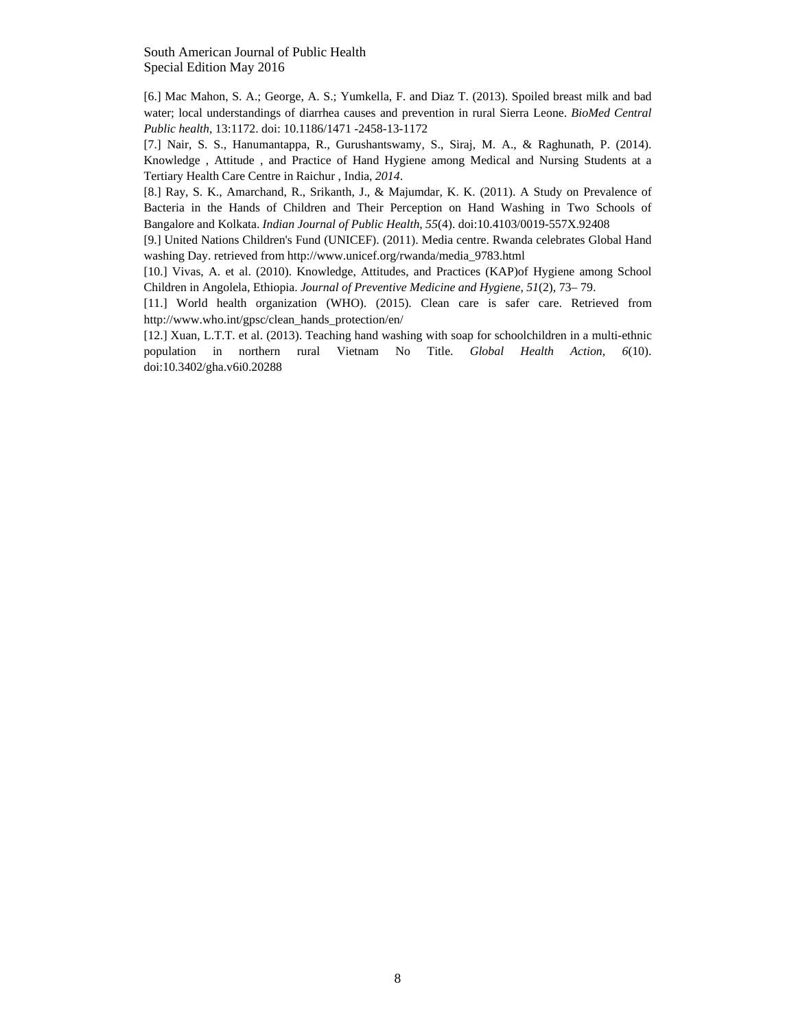[6.] Mac Mahon, S. A.; George, A. S.; Yumkella, F. and Diaz T. (2013). Spoiled breast milk and bad water; local understandings of diarrhea causes and prevention in rural Sierra Leone. *BioMed Central Public health*, 13:1172. doi: 10.1186/1471 -2458-13-1172

[7.] Nair, S. S., Hanumantappa, R., Gurushantswamy, S., Siraj, M. A., & Raghunath, P. (2014). Knowledge , Attitude , and Practice of Hand Hygiene among Medical and Nursing Students at a Tertiary Health Care Centre in Raichur , India, *2014*.

[8.] Ray, S. K., Amarchand, R., Srikanth, J., & Majumdar, K. K. (2011). A Study on Prevalence of Bacteria in the Hands of Children and Their Perception on Hand Washing in Two Schools of Bangalore and Kolkata. *Indian Journal of Public Health*, *55*(4). doi:10.4103/0019-557X.92408

[9.] United Nations Children's Fund (UNICEF). (2011). Media centre. Rwanda celebrates Global Hand washing Day. retrieved from http://www.unicef.org/rwanda/media_9783.html

[10.] Vivas, A. et al. (2010). Knowledge, Attitudes, and Practices (KAP)of Hygiene among School Children in Angolela, Ethiopia. *Journal of Preventive Medicine and Hygiene*, *51*(2), 73– 79.

[11.] World health organization (WHO). (2015). Clean care is safer care. Retrieved from http://www.who.int/gpsc/clean_hands_protection/en/

[12.] Xuan, L.T.T. et al. (2013). Teaching hand washing with soap for schoolchildren in a multi-ethnic population in northern rural Vietnam No Title. *Global Health Action*, *6*(10). doi:10.3402/gha.v6i0.20288